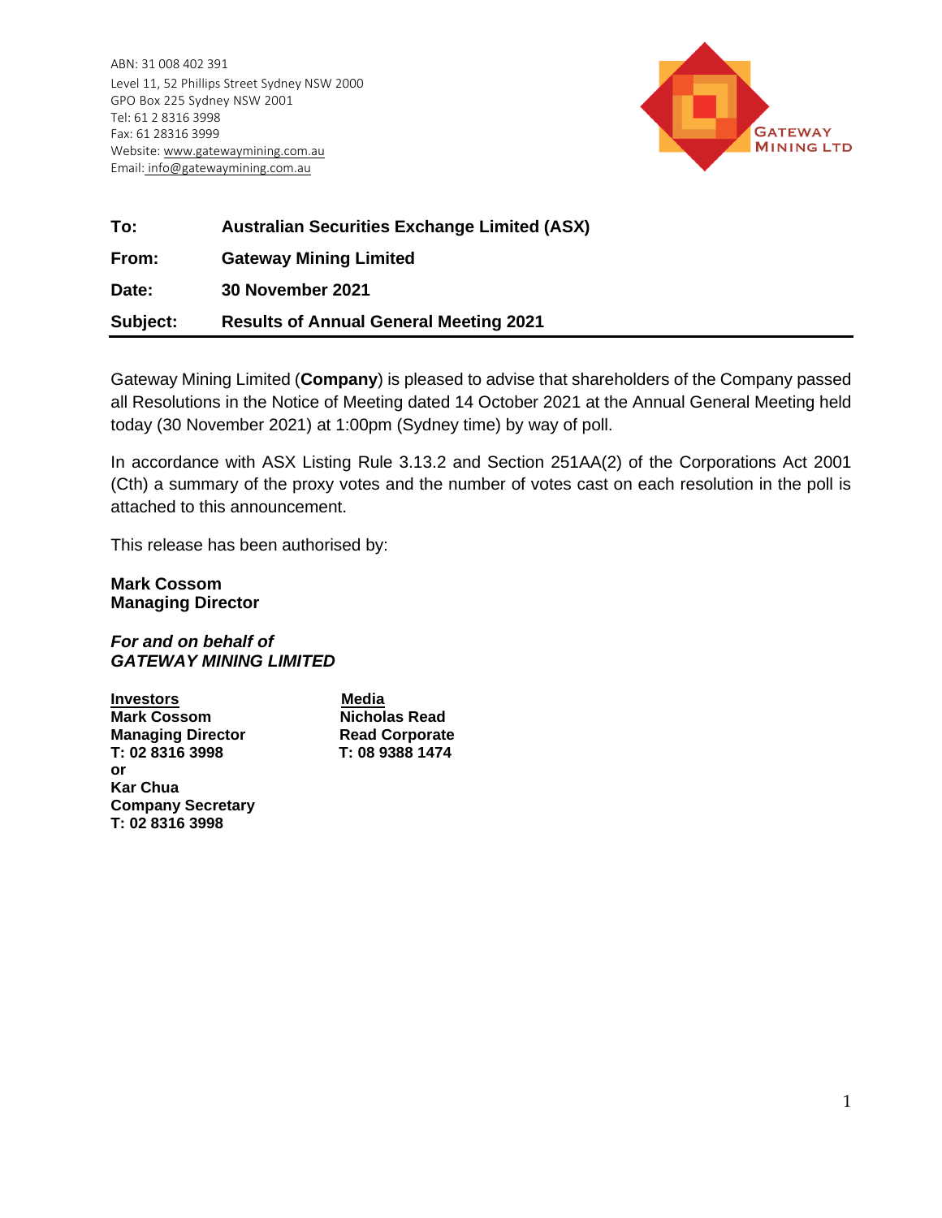ABN: 31 008 402 391
Level 11, 52 Phillips Street Sydney NSW 2000
GPO Box 225 Sydney NSW 2001
Tel: 61 2 8316 3998
Fax: 61 28316 3999
Website: www.gatewaymining.com.au
Email: info@gatewaymining.com.au

GATEWAY MINING LTD

| | |
|---|---|
| **To:** | **Australian Securities Exchange Limited (ASX)** |
| **From:** | **Gateway Mining Limited** |
| **Date:** | **30 November 2021** |
| **Subject:** | **Results of Annual General Meeting 2021** |

Gateway Mining Limited (**Company**) is pleased to advise that shareholders of the Company passed all Resolutions in the Notice of Meeting dated 14 October 2021 at the Annual General Meeting held today (30 November 2021) at 1:00pm (Sydney time) by way of poll.

In accordance with ASX Listing Rule 3.13.2 and Section 251AA(2) of the Corporations Act 2001 (Cth) a summary of the proxy votes and the number of votes cast on each resolution in the poll is attached to this announcement.

This release has been authorised by:

**Mark Cossom**
**Managing Director**

***For and on behalf of***
***GATEWAY MINING LIMITED***

**Investors**
**Mark Cossom**
**Managing Director**
**T: 02 8316 3998**
**or**
**Kar Chua**
**Company Secretary**
**T: 02 8316 3998**

**Media**
**Nicholas Read**
**Read Corporate**
**T: 08 9388 1474**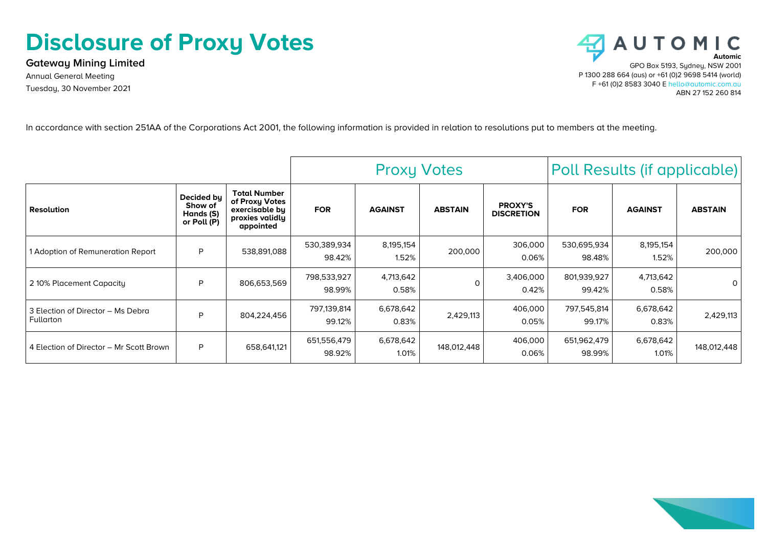# Disclosure of Proxy Votes

**Gateway Mining Limited**

Annual General Meeting

Tuesday, 30 November 2021

**Automic**

GPO Box 5193, Sydney, NSW 2001

P 1300 288 664 (aus) or +61 (0)2 9698 5414 (world)

F +61 (0)2 8583 3040 E hello@automic.com.au

ABN 27 152 260 814

In accordance with section 251AA of the Corporations Act 2001, the following information is provided in relation to resolutions put to members at the meeting.

| | | | Proxy Votes | | | | Poll Results (if applicable) | | |
|---|---|---|---|---|---|---|---|---|---|
| **Resolution** | **Decided by Show of Hands (S) or Poll (P)** | **Total Number of Proxy Votes exercisable by proxies validly appointed** | **FOR** | **AGAINST** | **ABSTAIN** | **PROXY'S DISCRETION** | **FOR** | **AGAINST** | **ABSTAIN** |
| 1 Adoption of Remuneration Report | P | 538,891,088 | 530,389,934 98.42% | 8,195,154 1.52% | 200,000 | 306,000 0.06% | 530,695,934 98.48% | 8,195,154 1.52% | 200,000 |
| 2 10% Placement Capacity | P | 806,653,569 | 798,533,927 98.99% | 4,713,642 0.58% | 0 | 3,406,000 0.42% | 801,939,927 99.42% | 4,713,642 0.58% | 0 |
| 3 Election of Director – Ms Debra Fullarton | P | 804,224,456 | 797,139,814 99.12% | 6,678,642 0.83% | 2,429,113 | 406,000 0.05% | 797,545,814 99.17% | 6,678,642 0.83% | 2,429,113 |
| 4 Election of Director – Mr Scott Brown | P | 658,641,121 | 651,556,479 98.92% | 6,678,642 1.01% | 148,012,448 | 406,000 0.06% | 651,962,479 98.99% | 6,678,642 1.01% | 148,012,448 |